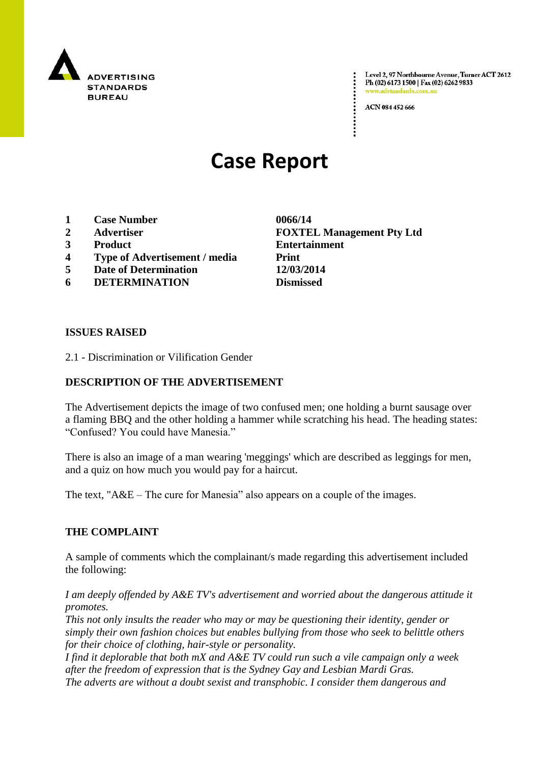ADVERTISING STANDARDS BUREAU

Level 2, 97 Northbourne Avenue, Turner ACT 2612
Ph (02) 6173 1500 | Fax (02) 6262 9833
www.adstandards.com.au

ACN 084 452 666

# Case Report

| | | |
|---|---|---|
| 1 | **Case Number** | **0066/14** |
| 2 | **Advertiser** | **FOXTEL Management Pty Ltd** |
| 3 | **Product** | **Entertainment** |
| 4 | **Type of Advertisement / media** | **Print** |
| 5 | **Date of Determination** | **12/03/2014** |
| 6 | **DETERMINATION** | **Dismissed** |

**ISSUES RAISED**

2.1 - Discrimination or Vilification Gender

**DESCRIPTION OF THE ADVERTISEMENT**

The Advertisement depicts the image of two confused men; one holding a burnt sausage over a flaming BBQ and the other holding a hammer while scratching his head. The heading states: "Confused? You could have Manesia."

There is also an image of a man wearing 'meggings' which are described as leggings for men, and a quiz on how much you would pay for a haircut.

The text, "A&E – The cure for Manesia" also appears on a couple of the images.

**THE COMPLAINT**

A sample of comments which the complainant/s made regarding this advertisement included the following:

*I am deeply offended by A&E TV's advertisement and worried about the dangerous attitude it promotes.*
*This not only insults the reader who may or may be questioning their identity, gender or simply their own fashion choices but enables bullying from those who seek to belittle others for their choice of clothing, hair-style or personality.*
*I find it deplorable that both mX and A&E TV could run such a vile campaign only a week after the freedom of expression that is the Sydney Gay and Lesbian Mardi Gras.*
*The adverts are without a doubt sexist and transphobic. I consider them dangerous and*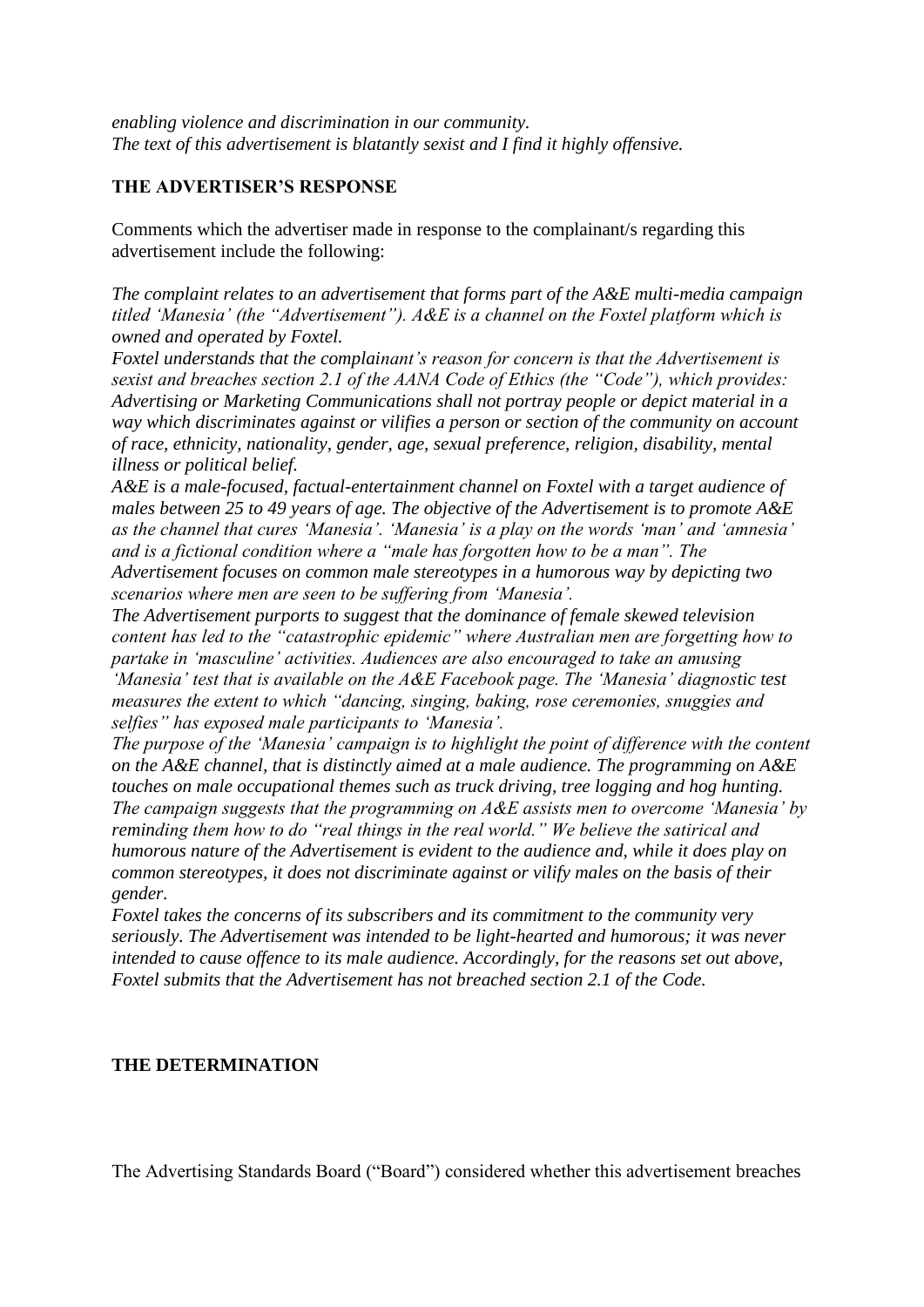*enabling violence and discrimination in our community.*
*The text of this advertisement is blatantly sexist and I find it highly offensive.*

## THE ADVERTISER'S RESPONSE

Comments which the advertiser made in response to the complainant/s regarding this advertisement include the following:

*The complaint relates to an advertisement that forms part of the A&E multi-media campaign titled 'Manesia' (the "Advertisement"). A&E is a channel on the Foxtel platform which is owned and operated by Foxtel.*
*Foxtel understands that the complainant's reason for concern is that the Advertisement is sexist and breaches section 2.1 of the AANA Code of Ethics (the "Code"), which provides: Advertising or Marketing Communications shall not portray people or depict material in a way which discriminates against or vilifies a person or section of the community on account of race, ethnicity, nationality, gender, age, sexual preference, religion, disability, mental illness or political belief.*
*A&E is a male-focused, factual-entertainment channel on Foxtel with a target audience of males between 25 to 49 years of age. The objective of the Advertisement is to promote A&E as the channel that cures 'Manesia'. 'Manesia' is a play on the words 'man' and 'amnesia' and is a fictional condition where a "male has forgotten how to be a man". The Advertisement focuses on common male stereotypes in a humorous way by depicting two scenarios where men are seen to be suffering from 'Manesia'.*
*The Advertisement purports to suggest that the dominance of female skewed television content has led to the "catastrophic epidemic" where Australian men are forgetting how to partake in 'masculine' activities. Audiences are also encouraged to take an amusing 'Manesia' test that is available on the A&E Facebook page. The 'Manesia' diagnostic test measures the extent to which "dancing, singing, baking, rose ceremonies, snuggies and selfies" has exposed male participants to 'Manesia'.*
*The purpose of the 'Manesia' campaign is to highlight the point of difference with the content on the A&E channel, that is distinctly aimed at a male audience. The programming on A&E touches on male occupational themes such as truck driving, tree logging and hog hunting. The campaign suggests that the programming on A&E assists men to overcome 'Manesia' by reminding them how to do "real things in the real world." We believe the satirical and humorous nature of the Advertisement is evident to the audience and, while it does play on common stereotypes, it does not discriminate against or vilify males on the basis of their gender.*
*Foxtel takes the concerns of its subscribers and its commitment to the community very seriously. The Advertisement was intended to be light-hearted and humorous; it was never intended to cause offence to its male audience. Accordingly, for the reasons set out above, Foxtel submits that the Advertisement has not breached section 2.1 of the Code.*

## THE DETERMINATION

The Advertising Standards Board ("Board") considered whether this advertisement breaches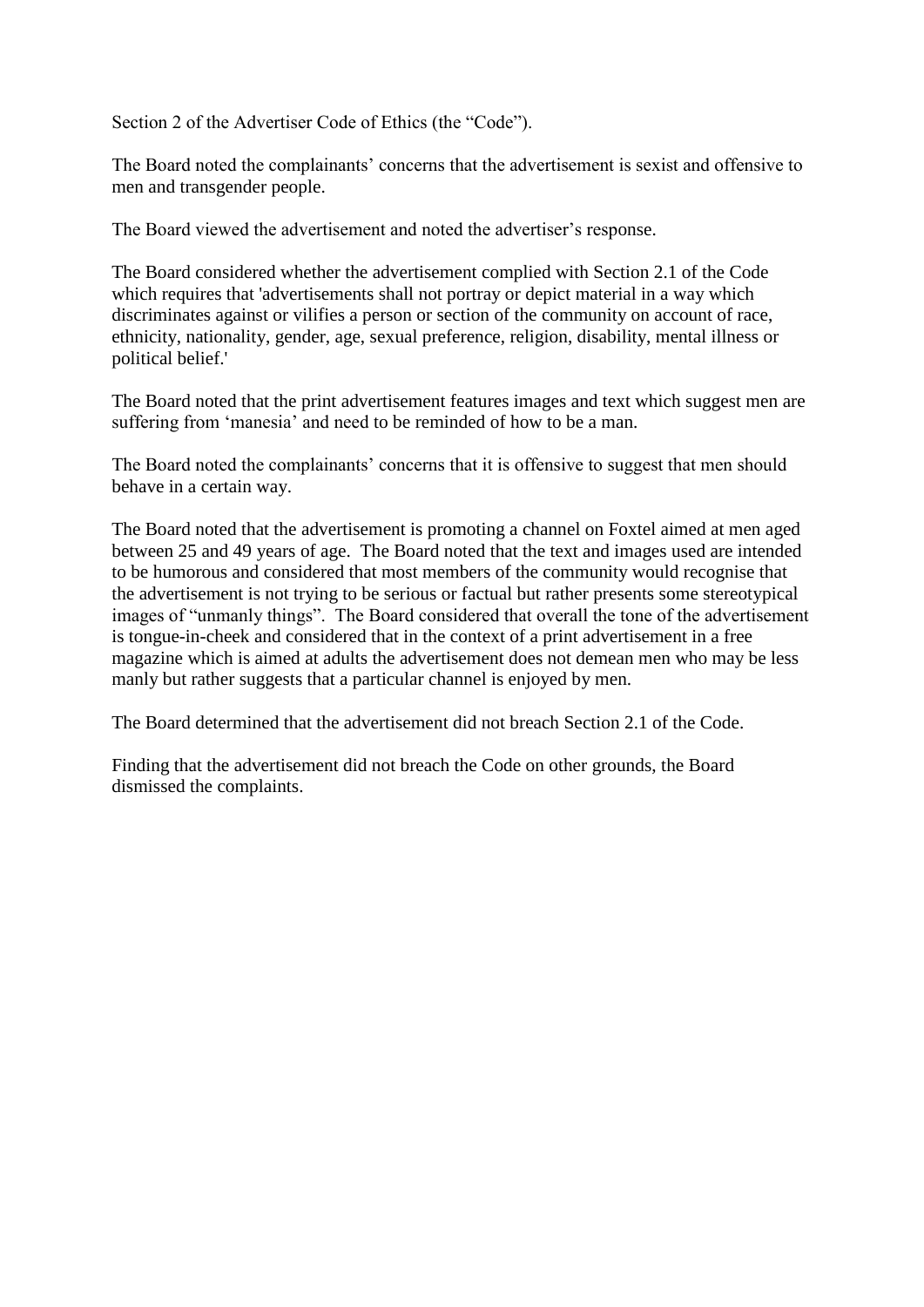Section 2 of the Advertiser Code of Ethics (the "Code").

The Board noted the complainants' concerns that the advertisement is sexist and offensive to men and transgender people.

The Board viewed the advertisement and noted the advertiser's response.

The Board considered whether the advertisement complied with Section 2.1 of the Code which requires that 'advertisements shall not portray or depict material in a way which discriminates against or vilifies a person or section of the community on account of race, ethnicity, nationality, gender, age, sexual preference, religion, disability, mental illness or political belief.'

The Board noted that the print advertisement features images and text which suggest men are suffering from 'manesia' and need to be reminded of how to be a man.

The Board noted the complainants' concerns that it is offensive to suggest that men should behave in a certain way.

The Board noted that the advertisement is promoting a channel on Foxtel aimed at men aged between 25 and 49 years of age. The Board noted that the text and images used are intended to be humorous and considered that most members of the community would recognise that the advertisement is not trying to be serious or factual but rather presents some stereotypical images of "unmanly things". The Board considered that overall the tone of the advertisement is tongue-in-cheek and considered that in the context of a print advertisement in a free magazine which is aimed at adults the advertisement does not demean men who may be less manly but rather suggests that a particular channel is enjoyed by men.

The Board determined that the advertisement did not breach Section 2.1 of the Code.

Finding that the advertisement did not breach the Code on other grounds, the Board dismissed the complaints.